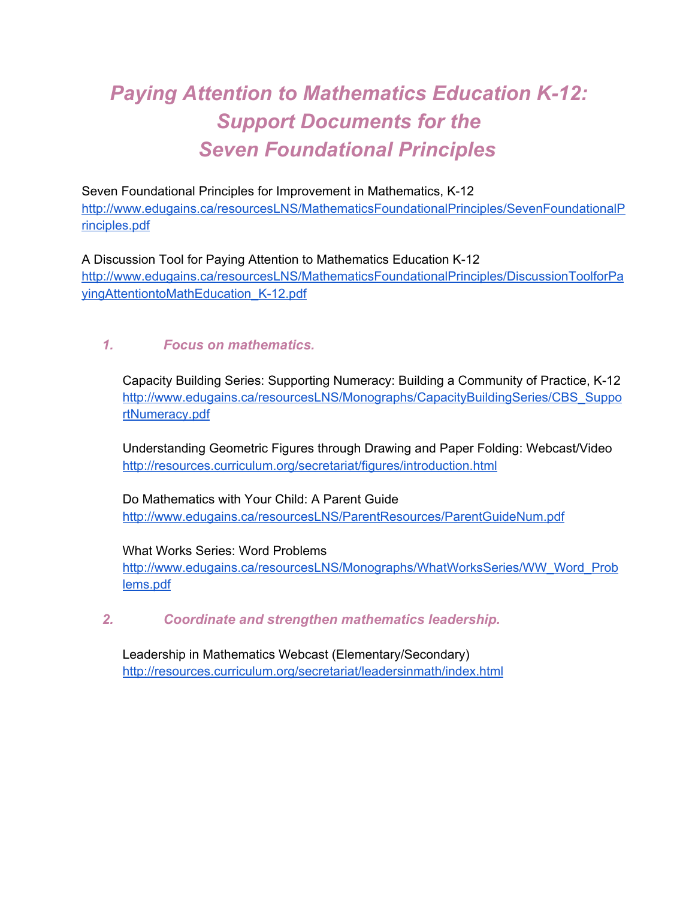# *Paying Attention to Mathematics Education K-12: Support Documents for the Seven Foundational Principles*

Seven Foundational Principles for Improvement in Mathematics, K-12
http://www.edugains.ca/resourcesLNS/MathematicsFoundationalPrinciples/SevenFoundationalPrinciples.pdf

A Discussion Tool for Paying Attention to Mathematics Education K-12
http://www.edugains.ca/resourcesLNS/MathematicsFoundationalPrinciples/DiscussionToolforPayingAttentiontoMathEducation_K-12.pdf

### *1. Focus on mathematics.*

Capacity Building Series: Supporting Numeracy: Building a Community of Practice, K-12
http://www.edugains.ca/resourcesLNS/Monographs/CapacityBuildingSeries/CBS_SupportNumeracy.pdf

Understanding Geometric Figures through Drawing and Paper Folding: Webcast/Video
http://resources.curriculum.org/secretariat/figures/introduction.html

Do Mathematics with Your Child: A Parent Guide
http://www.edugains.ca/resourcesLNS/ParentResources/ParentGuideNum.pdf

What Works Series: Word Problems
http://www.edugains.ca/resourcesLNS/Monographs/WhatWorksSeries/WW_Word_Problems.pdf

### *2. Coordinate and strengthen mathematics leadership.*

Leadership in Mathematics Webcast (Elementary/Secondary)
http://resources.curriculum.org/secretariat/leadersinmath/index.html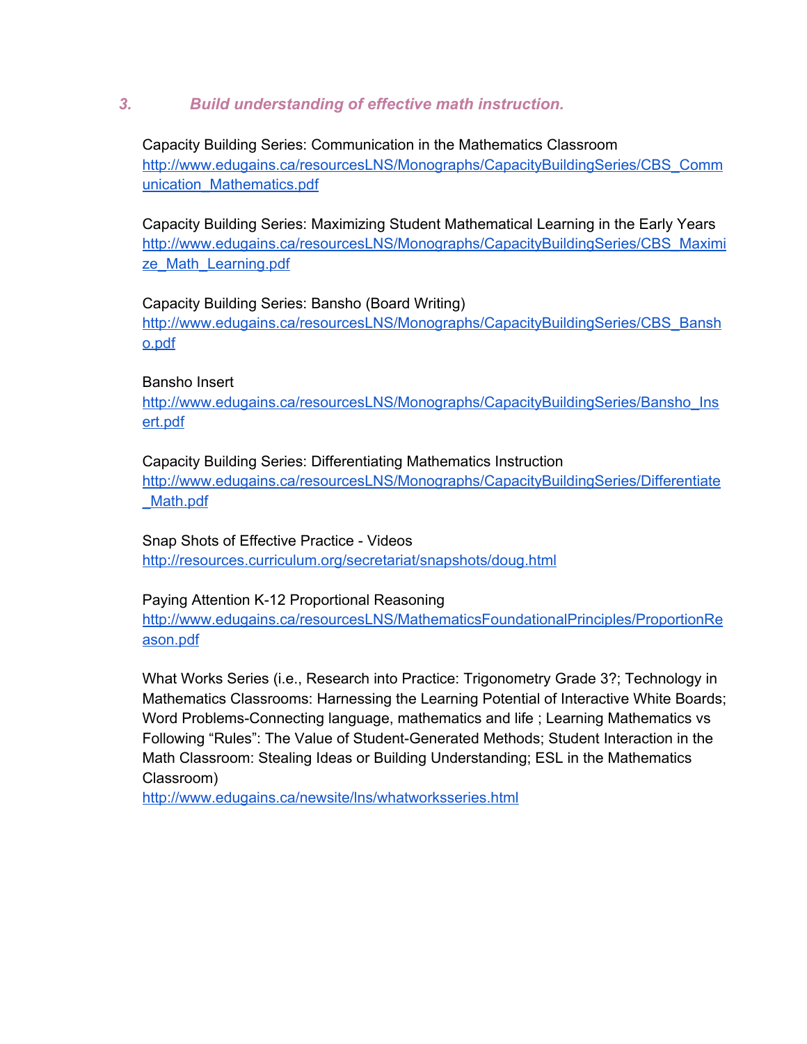### 3. *Build understanding of effective math instruction.*

Capacity Building Series: Communication in the Mathematics Classroom
[http://www.edugains.ca/resourcesLNS/Monographs/CapacityBuildingSeries/CBS_Communication_Mathematics.pdf](http://www.edugains.ca/resourcesLNS/Monographs/CapacityBuildingSeries/CBS_Communication_Mathematics.pdf)

Capacity Building Series: Maximizing Student Mathematical Learning in the Early Years
[http://www.edugains.ca/resourcesLNS/Monographs/CapacityBuildingSeries/CBS_Maximize_Math_Learning.pdf](http://www.edugains.ca/resourcesLNS/Monographs/CapacityBuildingSeries/CBS_Maximize_Math_Learning.pdf)

Capacity Building Series: Bansho (Board Writing)
[http://www.edugains.ca/resourcesLNS/Monographs/CapacityBuildingSeries/CBS_Bansho.pdf](http://www.edugains.ca/resourcesLNS/Monographs/CapacityBuildingSeries/CBS_Bansho.pdf)

Bansho Insert
[http://www.edugains.ca/resourcesLNS/Monographs/CapacityBuildingSeries/Bansho_Insert.pdf](http://www.edugains.ca/resourcesLNS/Monographs/CapacityBuildingSeries/Bansho_Insert.pdf)

Capacity Building Series: Differentiating Mathematics Instruction
[http://www.edugains.ca/resourcesLNS/Monographs/CapacityBuildingSeries/Differentiate_Math.pdf](http://www.edugains.ca/resourcesLNS/Monographs/CapacityBuildingSeries/Differentiate_Math.pdf)

Snap Shots of Effective Practice - Videos
[http://resources.curriculum.org/secretariat/snapshots/doug.html](http://resources.curriculum.org/secretariat/snapshots/doug.html)

Paying Attention K-12 Proportional Reasoning
[http://www.edugains.ca/resourcesLNS/MathematicsFoundationalPrinciples/ProportionReason.pdf](http://www.edugains.ca/resourcesLNS/MathematicsFoundationalPrinciples/ProportionReason.pdf)

What Works Series (i.e., Research into Practice: Trigonometry Grade 3?; Technology in Mathematics Classrooms: Harnessing the Learning Potential of Interactive White Boards; Word Problems-Connecting language, mathematics and life ; Learning Mathematics vs Following "Rules": The Value of Student-Generated Methods; Student Interaction in the Math Classroom: Stealing Ideas or Building Understanding; ESL in the Mathematics Classroom)
[http://www.edugains.ca/newsite/lns/whatworksseries.html](http://www.edugains.ca/newsite/lns/whatworksseries.html)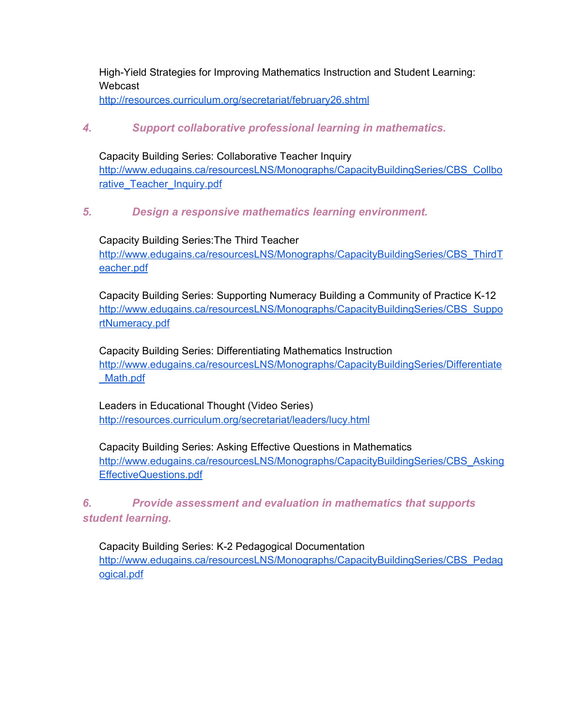High-Yield Strategies for Improving Mathematics Instruction and Student Learning: Webcast
http://resources.curriculum.org/secretariat/february26.shtml

### *4. Support collaborative professional learning in mathematics.*

Capacity Building Series: Collaborative Teacher Inquiry
http://www.edugains.ca/resourcesLNS/Monographs/CapacityBuildingSeries/CBS_Collborative_Teacher_Inquiry.pdf

### *5. Design a responsive mathematics learning environment.*

Capacity Building Series:The Third Teacher
http://www.edugains.ca/resourcesLNS/Monographs/CapacityBuildingSeries/CBS_ThirdTeacher.pdf

Capacity Building Series: Supporting Numeracy Building a Community of Practice K-12
http://www.edugains.ca/resourcesLNS/Monographs/CapacityBuildingSeries/CBS_SupportNumeracy.pdf

Capacity Building Series: Differentiating Mathematics Instruction
http://www.edugains.ca/resourcesLNS/Monographs/CapacityBuildingSeries/Differentiate_Math.pdf

Leaders in Educational Thought (Video Series)
http://resources.curriculum.org/secretariat/leaders/lucy.html

Capacity Building Series: Asking Effective Questions in Mathematics
http://www.edugains.ca/resourcesLNS/Monographs/CapacityBuildingSeries/CBS_AskingEffectiveQuestions.pdf

### *6. Provide assessment and evaluation in mathematics that supports student learning.*

Capacity Building Series: K-2 Pedagogical Documentation
http://www.edugains.ca/resourcesLNS/Monographs/CapacityBuildingSeries/CBS_Pedagogical.pdf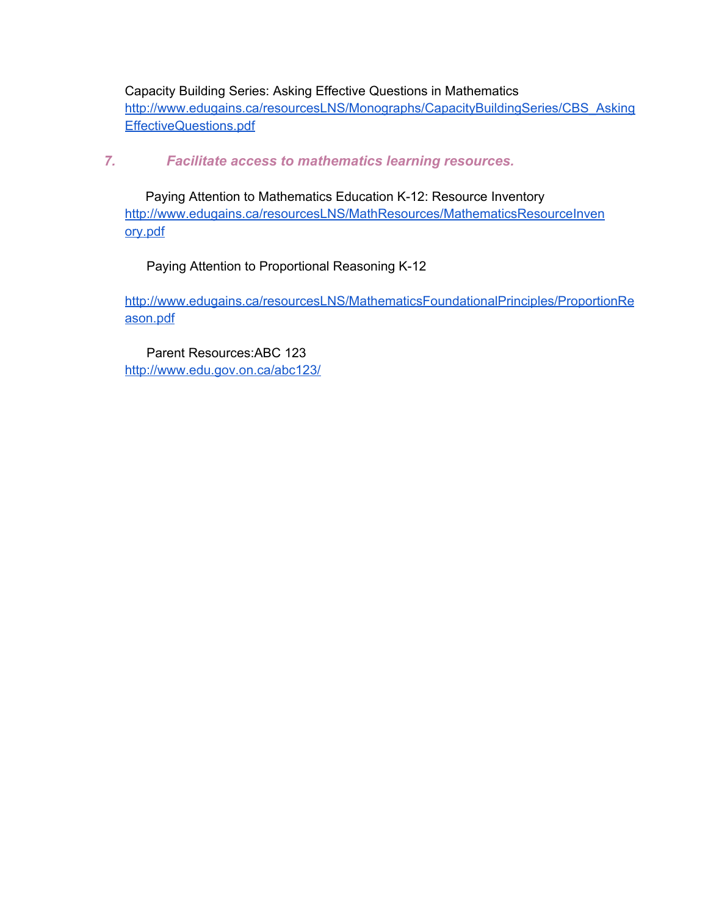Capacity Building Series: Asking Effective Questions in Mathematics
http://www.edugains.ca/resourcesLNS/Monographs/CapacityBuildingSeries/CBS_AskingEffectiveQuestions.pdf

*7. Facilitate access to mathematics learning resources.*

Paying Attention to Mathematics Education K-12: Resource Inventory
http://www.edugains.ca/resourcesLNS/MathResources/MathematicsResourceInvenory.pdf

Paying Attention to Proportional Reasoning K-12

http://www.edugains.ca/resourcesLNS/MathematicsFoundationalPrinciples/ProportionReason.pdf

Parent Resources:ABC 123
http://www.edu.gov.on.ca/abc123/